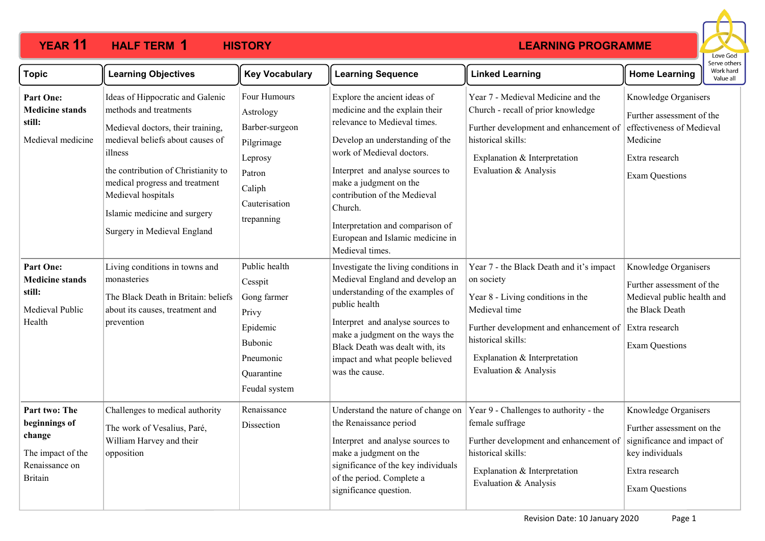# YEAR 11 HALF TERM 1 HISTORY LEARNING PROGRAMME

Love God
Serve others
Work hard
Value all

| Topic | Learning Objectives | Key Vocabulary | Learning Sequence | Linked Learning | Home Learning |
|---|---|---|---|---|---|
| **Part One: Medicine stands still:**<br><br>Medieval medicine | Ideas of Hippocratic and Galenic methods and treatments<br><br>Medieval doctors, their training, medieval beliefs about causes of illness<br><br>the contribution of Christianity to medical progress and treatment Medieval hospitals<br><br>Islamic medicine and surgery<br><br>Surgery in Medieval England | Four Humours<br>Astrology<br>Barber-surgeon<br>Pilgrimage<br>Leprosy<br>Patron<br>Caliph<br>Cauterisation<br>trepanning | Explore the ancient ideas of medicine and the explain their relevance to Medieval times.<br><br>Develop an understanding of the work of Medieval doctors.<br><br>Interpret and analyse sources to make a judgment on the contribution of the Medieval Church.<br><br>Interpretation and comparison of European and Islamic medicine in Medieval times. | Year 7 - Medieval Medicine and the Church - recall of prior knowledge<br><br>Further development and enhancement of historical skills:<br><br>Explanation & Interpretation<br>Evaluation & Analysis | Knowledge Organisers<br><br>Further assessment of the effectiveness of Medieval Medicine<br><br>Extra research<br><br>Exam Questions |
| **Part One: Medicine stands still:**<br><br>Medieval Public Health | Living conditions in towns and monasteries<br><br>The Black Death in Britain: beliefs about its causes, treatment and prevention | Public health<br>Cesspit<br>Gong farmer<br>Privy<br>Epidemic<br>Bubonic<br>Pneumonic<br>Quarantine<br>Feudal system | Investigate the living conditions in Medieval England and develop an understanding of the examples of public health<br><br>Interpret and analyse sources to make a judgment on the ways the Black Death was dealt with, its impact and what people believed was the cause. | Year 7 - the Black Death and it's impact on society<br><br>Year 8 - Living conditions in the Medieval time<br><br>Further development and enhancement of historical skills:<br><br>Explanation & Interpretation<br>Evaluation & Analysis | Knowledge Organisers<br><br>Further assessment of the Medieval public health and the Black Death<br><br>Extra research<br><br>Exam Questions |
| **Part two: The beginnings of change**<br><br>The impact of the Renaissance on Britain | Challenges to medical authority<br><br>The work of Vesalius, Paré, William Harvey and their opposition | Renaissance<br>Dissection | Understand the nature of change on the Renaissance period<br><br>Interpret and analyse sources to make a judgment on the significance of the key individuals of the period. Complete a significance question. | Year 9 - Challenges to authority - the female suffrage<br><br>Further development and enhancement of historical skills:<br><br>Explanation & Interpretation<br>Evaluation & Analysis | Knowledge Organisers<br><br>Further assessment on the significance and impact of key individuals<br><br>Extra research<br><br>Exam Questions |

Revision Date: 10 January 2020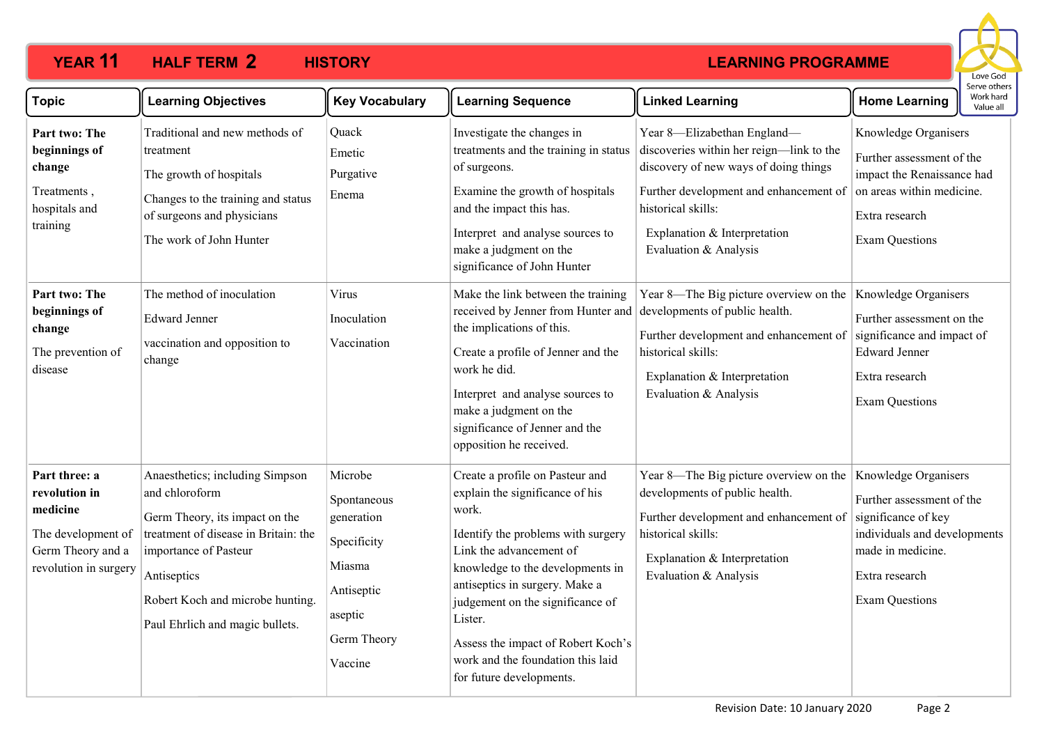# YEAR 11 HALF TERM 2 HISTORY LEARNING PROGRAMME

Love God
Serve others
Work hard
Value all

| Topic | Learning Objectives | Key Vocabulary | Learning Sequence | Linked Learning | Home Learning |
|---|---|---|---|---|---|
| **Part two: The beginnings of change**<br><br>Treatments , hospitals and training | Traditional and new methods of treatment<br><br>The growth of hospitals<br><br>Changes to the training and status of surgeons and physicians<br><br>The work of John Hunter | Quack<br><br>Emetic<br><br>Purgative<br><br>Enema | Investigate the changes in treatments and the training in status of surgeons.<br><br>Examine the growth of hospitals and the impact this has.<br><br>Interpret and analyse sources to make a judgment on the significance of John Hunter | Year 8—Elizabethan England—discoveries within her reign—link to the discovery of new ways of doing things<br><br>Further development and enhancement of historical skills:<br><br>Explanation & Interpretation<br>Evaluation & Analysis | Knowledge Organisers<br><br>Further assessment of the impact the Renaissance had on areas within medicine.<br><br>Extra research<br><br>Exam Questions |
| **Part two: The beginnings of change**<br><br>The prevention of disease | The method of inoculation<br><br>Edward Jenner<br><br>vaccination and opposition to change | Virus<br><br>Inoculation<br><br>Vaccination | Make the link between the training received by Jenner from Hunter and the implications of this.<br><br>Create a profile of Jenner and the work he did.<br><br>Interpret and analyse sources to make a judgment on the significance of Jenner and the opposition he received. | Year 8—The Big picture overview on the developments of public health.<br><br>Further development and enhancement of historical skills:<br><br>Explanation & Interpretation<br>Evaluation & Analysis | Knowledge Organisers<br><br>Further assessment on the significance and impact of Edward Jenner<br><br>Extra research<br><br>Exam Questions |
| **Part three: a revolution in medicine**<br><br>The development of Germ Theory and a revolution in surgery | Anaesthetics; including Simpson and chloroform<br><br>Germ Theory, its impact on the treatment of disease in Britain: the importance of Pasteur<br><br>Antiseptics<br><br>Robert Koch and microbe hunting.<br><br>Paul Ehrlich and magic bullets. | Microbe<br><br>Spontaneous generation<br><br>Specificity<br><br>Miasma<br><br>Antiseptic<br><br>aseptic<br><br>Germ Theory<br><br>Vaccine | Create a profile on Pasteur and explain the significance of his work.<br><br>Identify the problems with surgery Link the advancement of knowledge to the developments in antiseptics in surgery. Make a judgement on the significance of Lister.<br><br>Assess the impact of Robert Koch's work and the foundation this laid for future developments. | Year 8—The Big picture overview on the developments of public health.<br><br>Further development and enhancement of historical skills:<br><br>Explanation & Interpretation<br>Evaluation & Analysis | Knowledge Organisers<br><br>Further assessment of the significance of key individuals and developments made in medicine.<br><br>Extra research<br><br>Exam Questions |

Revision Date: 10 January 2020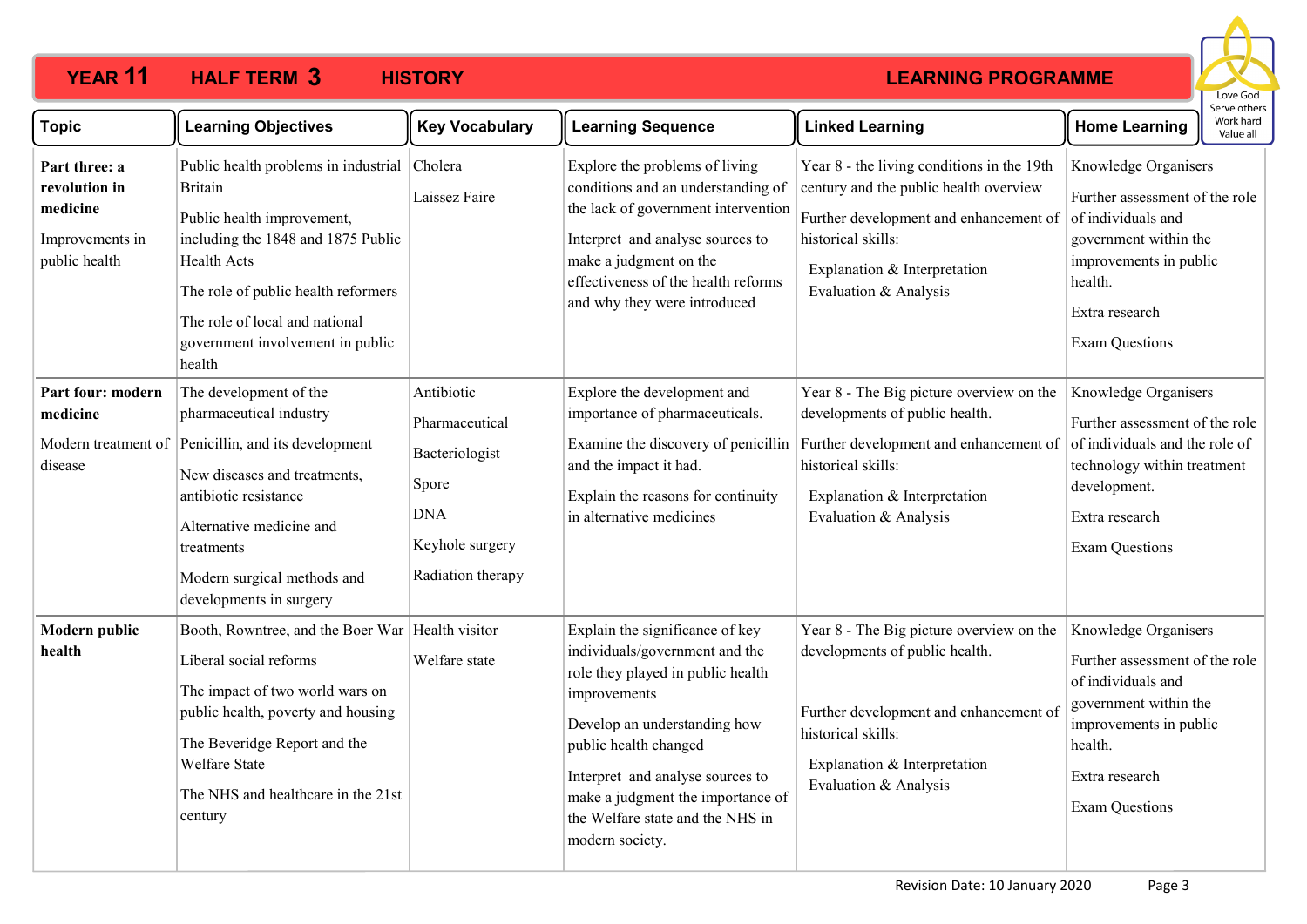# YEAR 11 HALF TERM 3 HISTORY LEARNING PROGRAMME

Love God
Serve others
Work hard
Value all

| Topic | Learning Objectives | Key Vocabulary | Learning Sequence | Linked Learning | Home Learning |
|---|---|---|---|---|---|
| **Part three: a revolution in medicine**<br><br>Improvements in public health | Public health problems in industrial Britain<br><br>Public health improvement, including the 1848 and 1875 Public Health Acts<br><br>The role of public health reformers<br><br>The role of local and national government involvement in public health | Cholera<br><br>Laissez Faire | Explore the problems of living conditions and an understanding of the lack of government intervention<br><br>Interpret and analyse sources to make a judgment on the effectiveness of the health reforms and why they were introduced | Year 8 - the living conditions in the 19th century and the public health overview<br><br>Further development and enhancement of historical skills:<br><br>Explanation & Interpretation<br>Evaluation & Analysis | Knowledge Organisers<br><br>Further assessment of the role of individuals and government within the improvements in public health.<br><br>Extra research<br><br>Exam Questions |
| **Part four: modern medicine**<br><br>Modern treatment of disease | The development of the pharmaceutical industry<br><br>Penicillin, and its development<br><br>New diseases and treatments, antibiotic resistance<br><br>Alternative medicine and treatments<br><br>Modern surgical methods and developments in surgery | Antibiotic<br><br>Pharmaceutical<br><br>Bacteriologist<br><br>Spore<br><br>DNA<br><br>Keyhole surgery<br><br>Radiation therapy | Explore the development and importance of pharmaceuticals.<br><br>Examine the discovery of penicillin and the impact it had.<br><br>Explain the reasons for continuity in alternative medicines | Year 8 - The Big picture overview on the developments of public health.<br><br>Further development and enhancement of historical skills:<br><br>Explanation & Interpretation<br>Evaluation & Analysis | Knowledge Organisers<br><br>Further assessment of the role of individuals and the role of technology within treatment development.<br><br>Extra research<br><br>Exam Questions |
| **Modern public health** | Booth, Rowntree, and the Boer War<br><br>Liberal social reforms<br><br>The impact of two world wars on public health, poverty and housing<br><br>The Beveridge Report and the Welfare State<br><br>The NHS and healthcare in the 21st century | Health visitor<br><br>Welfare state | Explain the significance of key individuals/government and the role they played in public health improvements<br><br>Develop an understanding how public health changed<br><br>Interpret and analyse sources to make a judgment the importance of the Welfare state and the NHS in modern society. | Year 8 - The Big picture overview on the developments of public health.<br><br>Further development and enhancement of historical skills:<br><br>Explanation & Interpretation<br>Evaluation & Analysis | Knowledge Organisers<br><br>Further assessment of the role of individuals and government within the improvements in public health.<br><br>Extra research<br><br>Exam Questions |

Revision Date: 10 January 2020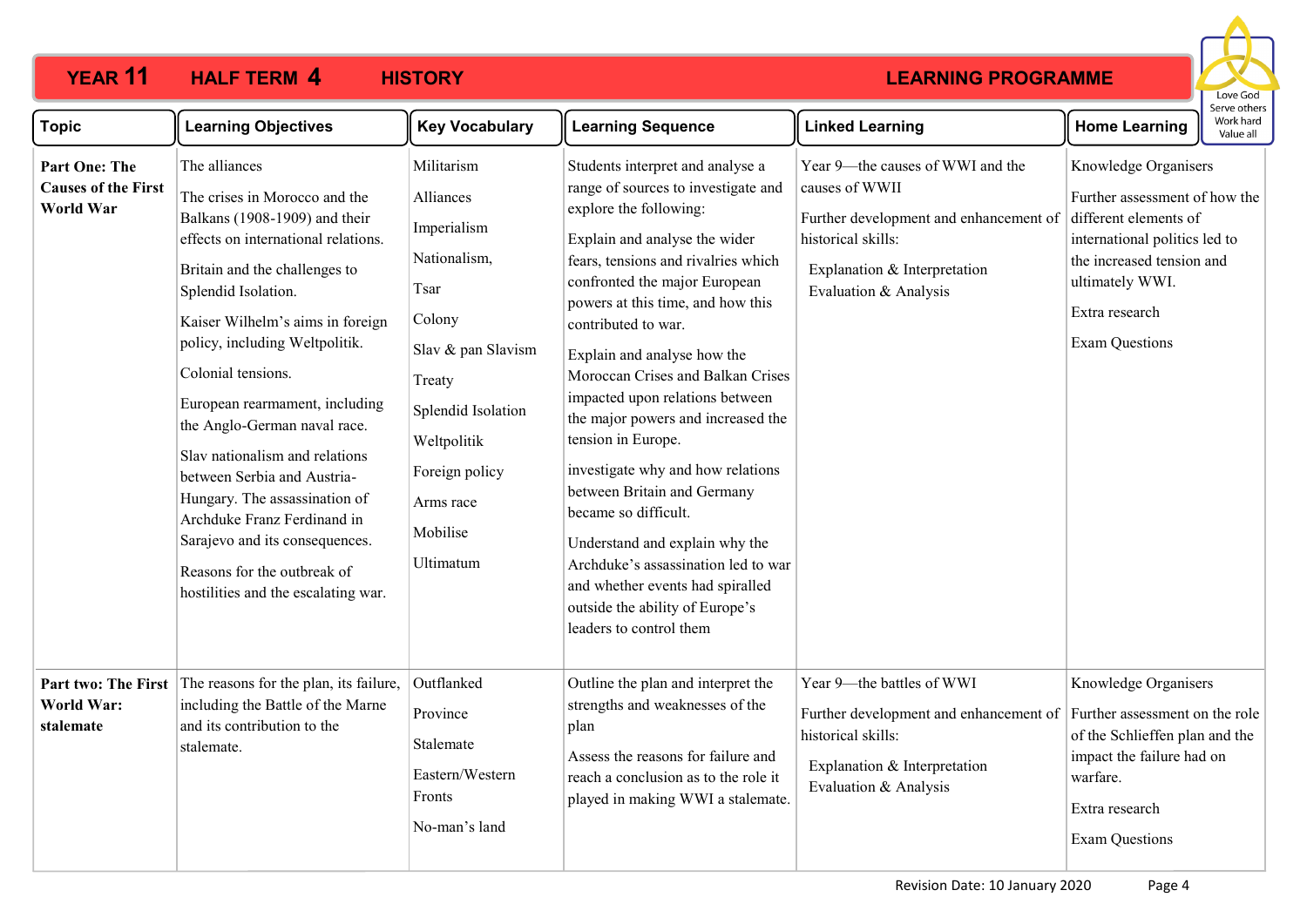**YEAR 11 HALF TERM 4 HISTORY LEARNING PROGRAMME**

Love God
Serve others
Work hard
Value all

| Topic | Learning Objectives | Key Vocabulary | Learning Sequence | Linked Learning | Home Learning |
|---|---|---|---|---|---|
| **Part One: The Causes of the First World War** | The alliances<br><br>The crises in Morocco and the Balkans (1908-1909) and their effects on international relations.<br><br>Britain and the challenges to Splendid Isolation.<br><br>Kaiser Wilhelm's aims in foreign policy, including Weltpolitik.<br><br>Colonial tensions.<br><br>European rearmament, including the Anglo-German naval race.<br><br>Slav nationalism and relations between Serbia and Austria-Hungary. The assassination of Archduke Franz Ferdinand in Sarajevo and its consequences.<br><br>Reasons for the outbreak of hostilities and the escalating war. | Militarism<br><br>Alliances<br><br>Imperialism<br><br>Nationalism,<br><br>Tsar<br><br>Colony<br><br>Slav & pan Slavism<br><br>Treaty<br><br>Splendid Isolation<br><br>Weltpolitik<br><br>Foreign policy<br><br>Arms race<br><br>Mobilise<br><br>Ultimatum | Students interpret and analyse a range of sources to investigate and explore the following:<br><br>Explain and analyse the wider fears, tensions and rivalries which confronted the major European powers at this time, and how this contributed to war.<br><br>Explain and analyse how the Moroccan Crises and Balkan Crises impacted upon relations between the major powers and increased the tension in Europe.<br><br>investigate why and how relations between Britain and Germany became so difficult.<br><br>Understand and explain why the Archduke's assassination led to war and whether events had spiralled outside the ability of Europe's leaders to control them | Year 9—the causes of WWI and the causes of WWII<br><br>Further development and enhancement of historical skills:<br><br>Explanation & Interpretation<br>Evaluation & Analysis | Knowledge Organisers<br><br>Further assessment of how the different elements of international politics led to the increased tension and ultimately WWI.<br><br>Extra research<br><br>Exam Questions |
| **Part two: The First World War: stalemate** | The reasons for the plan, its failure, including the Battle of the Marne and its contribution to the stalemate. | Outflanked<br><br>Province<br><br>Stalemate<br><br>Eastern/Western Fronts<br><br>No-man's land | Outline the plan and interpret the strengths and weaknesses of the plan<br><br>Assess the reasons for failure and reach a conclusion as to the role it played in making WWI a stalemate. | Year 9—the battles of WWI<br><br>Further development and enhancement of historical skills:<br><br>Explanation & Interpretation<br>Evaluation & Analysis | Knowledge Organisers<br><br>Further assessment on the role of the Schlieffen plan and the impact the failure had on warfare.<br><br>Extra research<br><br>Exam Questions |

Revision Date: 10 January 2020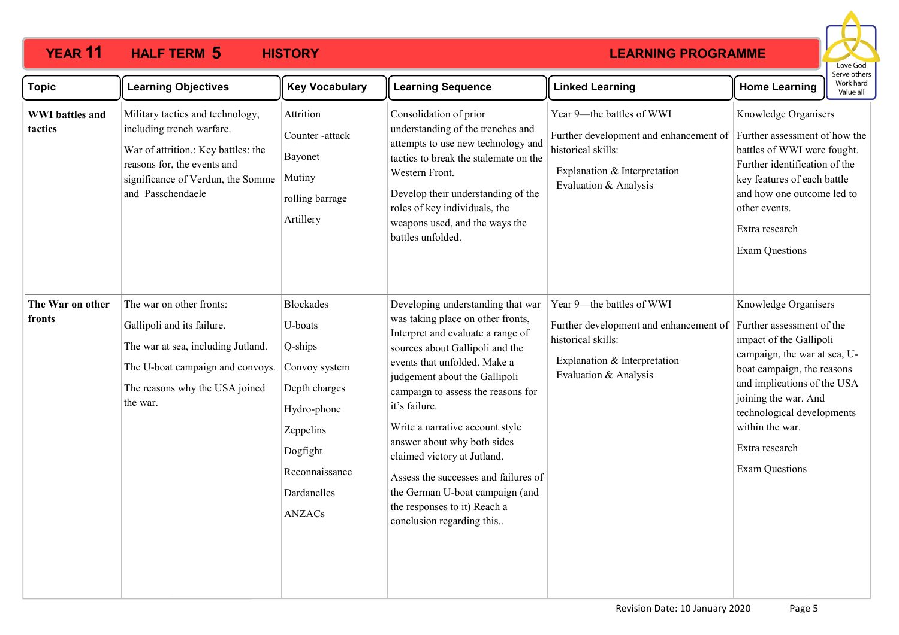**YEAR 11 HALF TERM 5 HISTORY LEARNING PROGRAMME**

Love God
Serve others
Work hard
Value all

| Topic | Learning Objectives | Key Vocabulary | Learning Sequence | Linked Learning | Home Learning |
|---|---|---|---|---|---|
| **WWI battles and tactics** | Military tactics and technology, including trench warfare.<br><br>War of attrition.: Key battles: the reasons for, the events and significance of Verdun, the Somme and Passchendaele | Attrition<br><br>Counter -attack<br><br>Bayonet<br><br>Mutiny<br><br>rolling barrage<br><br>Artillery | Consolidation of prior understanding of the trenches and attempts to use new technology and tactics to break the stalemate on the Western Front.<br><br>Develop their understanding of the roles of key individuals, the weapons used, and the ways the battles unfolded. | Year 9—the battles of WWI<br><br>Further development and enhancement of historical skills:<br><br>Explanation & Interpretation<br>Evaluation & Analysis | Knowledge Organisers<br><br>Further assessment of how the battles of WWI were fought. Further identification of the key features of each battle and how one outcome led to other events.<br><br>Extra research<br><br>Exam Questions |
| **The War on other fronts** | The war on other fronts:<br><br>Gallipoli and its failure.<br><br>The war at sea, including Jutland.<br><br>The U-boat campaign and convoys.<br><br>The reasons why the USA joined the war. | Blockades<br><br>U-boats<br><br>Q-ships<br><br>Convoy system<br><br>Depth charges<br><br>Hydro-phone<br><br>Zeppelins<br><br>Dogfight<br><br>Reconnaissance<br><br>Dardanelles<br><br>ANZACs | Developing understanding that war was taking place on other fronts, Interpret and evaluate a range of sources about Gallipoli and the events that unfolded. Make a judgement about the Gallipoli campaign to assess the reasons for it's failure.<br><br>Write a narrative account style answer about why both sides claimed victory at Jutland.<br><br>Assess the successes and failures of the German U-boat campaign (and the responses to it) Reach a conclusion regarding this.. | Year 9—the battles of WWI<br><br>Further development and enhancement of historical skills:<br><br>Explanation & Interpretation<br>Evaluation & Analysis | Knowledge Organisers<br><br>Further assessment of the impact of the Gallipoli campaign, the war at sea, U-boat campaign, the reasons and implications of the USA joining the war. And technological developments within the war.<br><br>Extra research<br><br>Exam Questions |

Revision Date: 10 January 2020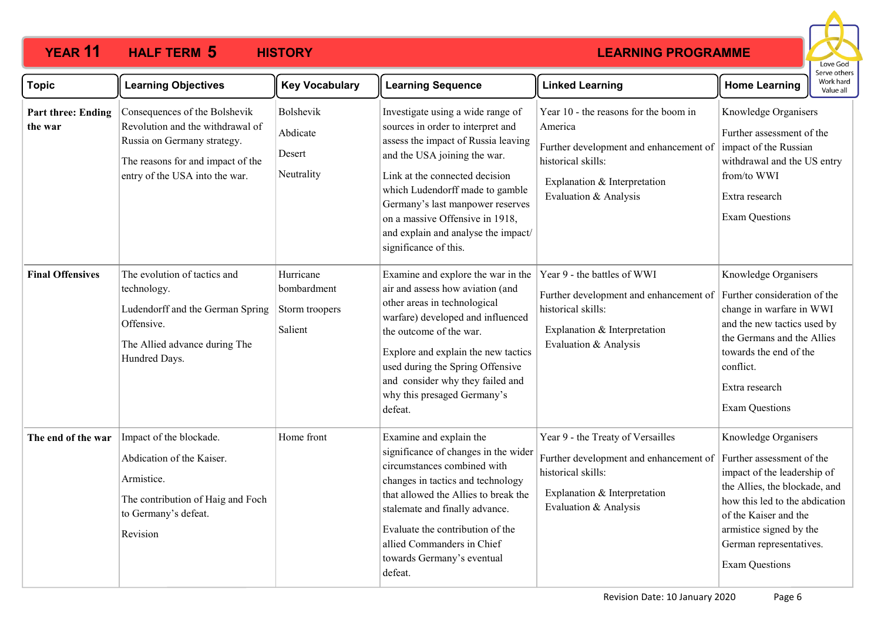# YEAR 11 HALF TERM 5 HISTORY LEARNING PROGRAMME

Love God
Serve others
Work hard
Value all

| Topic | Learning Objectives | Key Vocabulary | Learning Sequence | Linked Learning | Home Learning |
|---|---|---|---|---|---|
| **Part three: Ending the war** | Consequences of the Bolshevik Revolution and the withdrawal of Russia on Germany strategy.<br><br>The reasons for and impact of the entry of the USA into the war. | Bolshevik<br><br>Abdicate<br><br>Desert<br><br>Neutrality | Investigate using a wide range of sources in order to interpret and assess the impact of Russia leaving and the USA joining the war.<br><br>Link at the connected decision which Ludendorff made to gamble Germany's last manpower reserves on a massive Offensive in 1918, and explain and analyse the impact/ significance of this. | Year 10 - the reasons for the boom in America<br><br>Further development and enhancement of historical skills:<br><br>Explanation & Interpretation<br>Evaluation & Analysis | Knowledge Organisers<br><br>Further assessment of the impact of the Russian withdrawal and the US entry from/to WWI<br><br>Extra research<br><br>Exam Questions |
| **Final Offensives** | The evolution of tactics and technology.<br><br>Ludendorff and the German Spring Offensive.<br><br>The Allied advance during The Hundred Days. | Hurricane bombardment<br><br>Storm troopers<br><br>Salient | Examine and explore the war in the air and assess how aviation (and other areas in technological warfare) developed and influenced the outcome of the war.<br><br>Explore and explain the new tactics used during the Spring Offensive and consider why they failed and why this presaged Germany's defeat. | Year 9 - the battles of WWI<br><br>Further development and enhancement of historical skills:<br><br>Explanation & Interpretation<br>Evaluation & Analysis | Knowledge Organisers<br><br>Further consideration of the change in warfare in WWI and the new tactics used by the Germans and the Allies towards the end of the conflict.<br><br>Extra research<br><br>Exam Questions |
| **The end of the war** | Impact of the blockade.<br><br>Abdication of the Kaiser.<br><br>Armistice.<br><br>The contribution of Haig and Foch to Germany's defeat.<br><br>Revision | Home front | Examine and explain the significance of changes in the wider circumstances combined with changes in tactics and technology that allowed the Allies to break the stalemate and finally advance.<br><br>Evaluate the contribution of the allied Commanders in Chief towards Germany's eventual defeat. | Year 9 - the Treaty of Versailles<br><br>Further development and enhancement of historical skills:<br><br>Explanation & Interpretation<br>Evaluation & Analysis | Knowledge Organisers<br><br>Further assessment of the impact of the leadership of the Allies, the blockade, and how this led to the abdication of the Kaiser and the armistice signed by the German representatives.<br><br>Exam Questions |

Revision Date: 10 January 2020